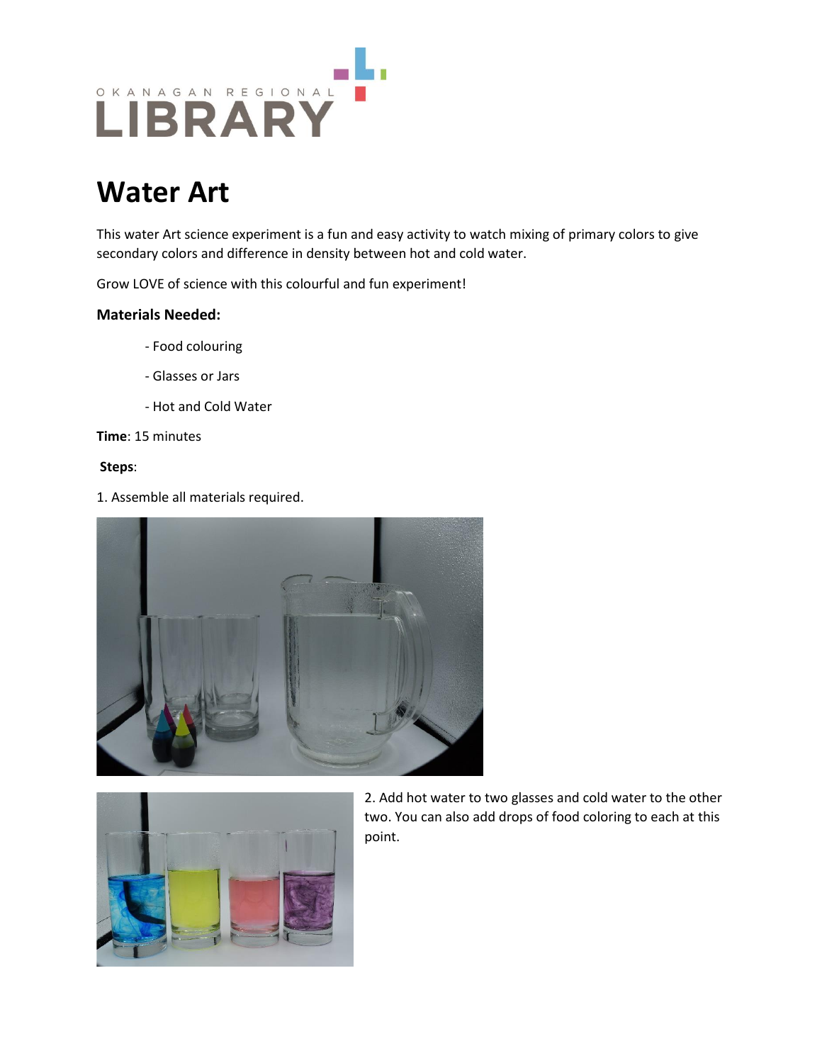OKANAGAN REGIONAL LIBRARY

# Water Art

This water Art science experiment is a fun and easy activity to watch mixing of primary colors to give secondary colors and difference in density between hot and cold water.

Grow LOVE of science with this colourful and fun experiment!

**Materials Needed:**

- Food colouring
- Glasses or Jars
- Hot and Cold Water

**Time**: 15 minutes

**Steps**:

1. Assemble all materials required.

2. Add hot water to two glasses and cold water to the other two. You can also add drops of food coloring to each at this point.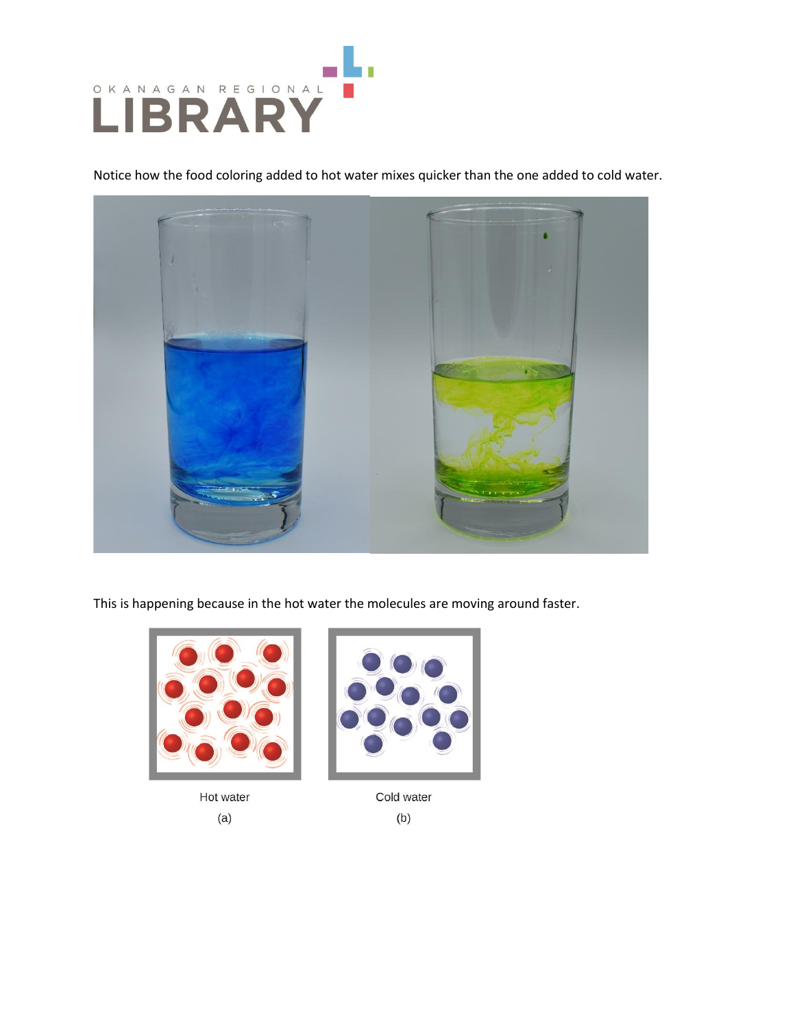Notice how the food coloring added to hot water mixes quicker than the one added to cold water.

This is happening because in the hot water the molecules are moving around faster.

Hot water
(a)

Cold water
(b)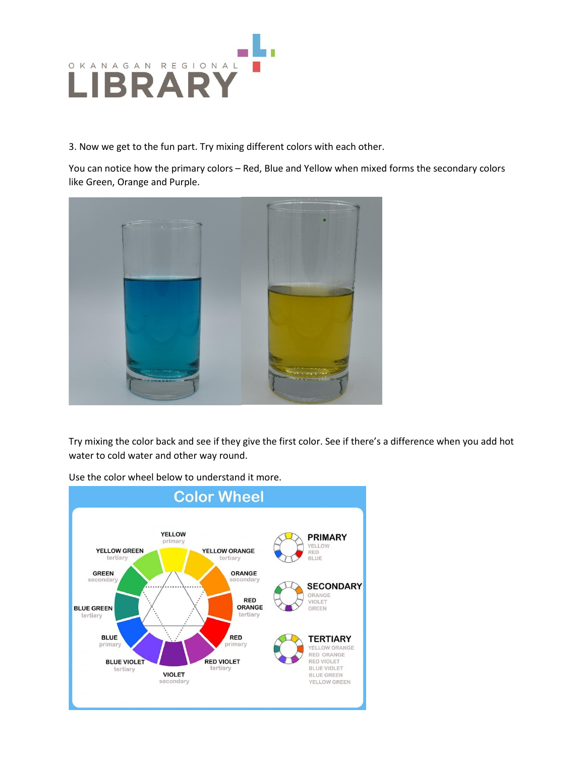3. Now we get to the fun part. Try mixing different colors with each other.

You can notice how the primary colors – Red, Blue and Yellow when mixed forms the secondary colors like Green, Orange and Purple.

Try mixing the color back and see if they give the first color. See if there's a difference when you add hot water to cold water and other way round.

Use the color wheel below to understand it more.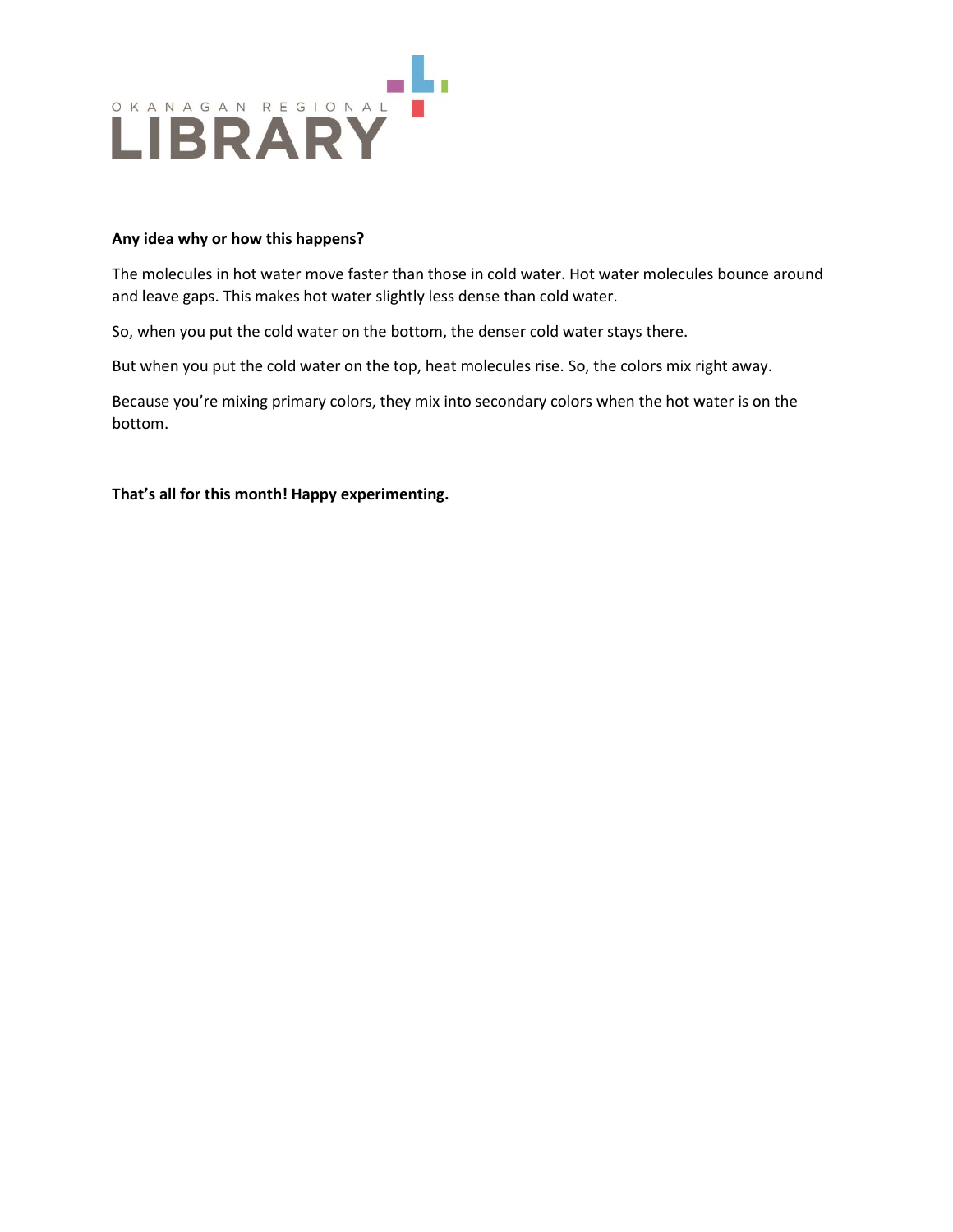**Any idea why or how this happens?**

The molecules in hot water move faster than those in cold water. Hot water molecules bounce around and leave gaps. This makes hot water slightly less dense than cold water.

So, when you put the cold water on the bottom, the denser cold water stays there.

But when you put the cold water on the top, heat molecules rise. So, the colors mix right away.

Because you're mixing primary colors, they mix into secondary colors when the hot water is on the bottom.

**That's all for this month! Happy experimenting.**